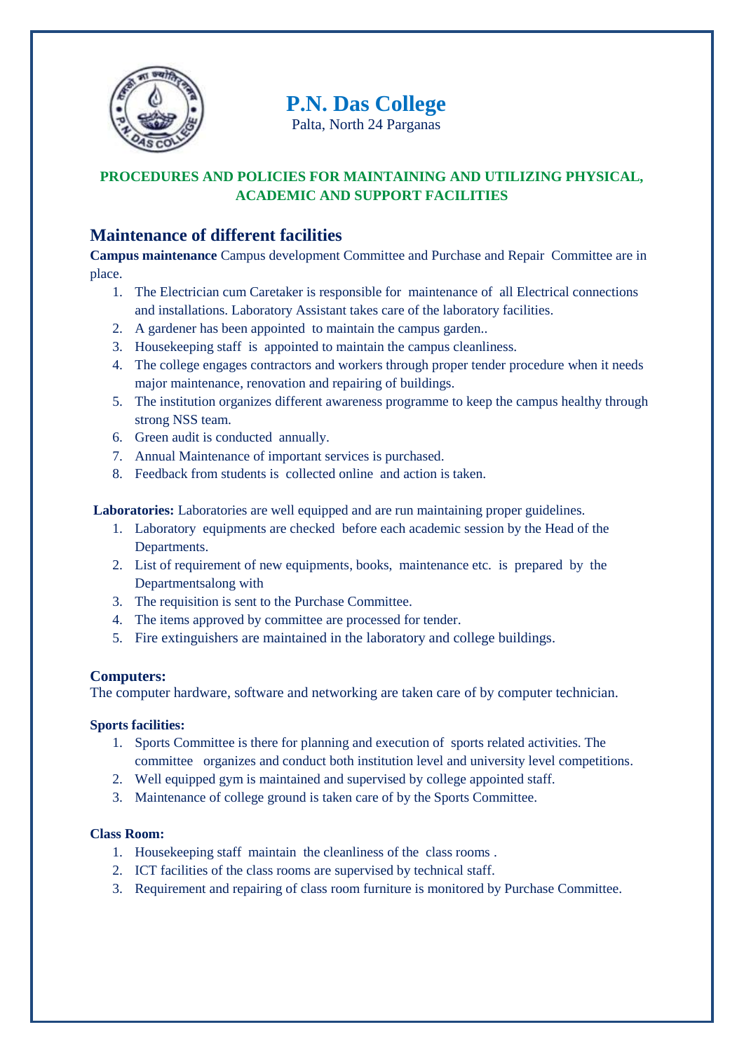# P.N. Das College

Palta, North 24 Parganas

**PROCEDURES AND POLICIES FOR MAINTAINING AND UTILIZING PHYSICAL, ACADEMIC AND SUPPORT FACILITIES**

## Maintenance of different facilities

**Campus maintenance** Campus development Committee and Purchase and Repair Committee are in place.

1. The Electrician cum Caretaker is responsible for maintenance of all Electrical connections and installations. Laboratory Assistant takes care of the laboratory facilities.
2. A gardener has been appointed to maintain the campus garden..
3. Housekeeping staff is appointed to maintain the campus cleanliness.
4. The college engages contractors and workers through proper tender procedure when it needs major maintenance, renovation and repairing of buildings.
5. The institution organizes different awareness programme to keep the campus healthy through strong NSS team.
6. Green audit is conducted annually.
7. Annual Maintenance of important services is purchased.
8. Feedback from students is collected online and action is taken.

**Laboratories:** Laboratories are well equipped and are run maintaining proper guidelines.

1. Laboratory equipments are checked before each academic session by the Head of the Departments.
2. List of requirement of new equipments, books, maintenance etc. is prepared by the Departmentsalong with
3. The requisition is sent to the Purchase Committee.
4. The items approved by committee are processed for tender.
5. Fire extinguishers are maintained in the laboratory and college buildings.

### Computers:

The computer hardware, software and networking are taken care of by computer technician.

#### Sports facilities:

1. Sports Committee is there for planning and execution of sports related activities. The committee organizes and conduct both institution level and university level competitions.
2. Well equipped gym is maintained and supervised by college appointed staff.
3. Maintenance of college ground is taken care of by the Sports Committee.

#### Class Room:

1. Housekeeping staff maintain the cleanliness of the class rooms .
2. ICT facilities of the class rooms are supervised by technical staff.
3. Requirement and repairing of class room furniture is monitored by Purchase Committee.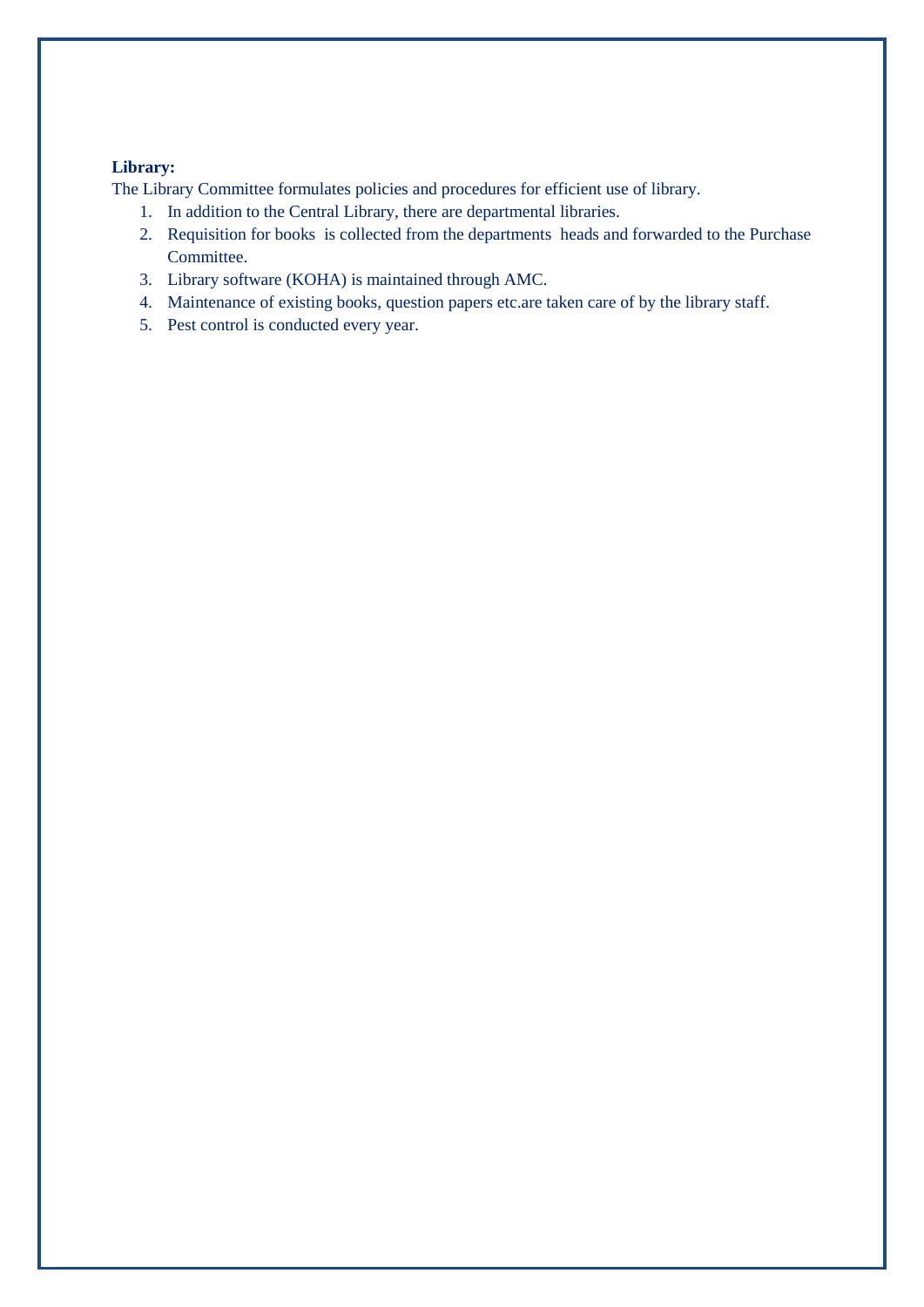**Library:**

The Library Committee formulates policies and procedures for efficient use of library.

1. In addition to the Central Library, there are departmental libraries.
2. Requisition for books is collected from the departments heads and forwarded to the Purchase Committee.
3. Library software (KOHA) is maintained through AMC.
4. Maintenance of existing books, question papers etc.are taken care of by the library staff.
5. Pest control is conducted every year.